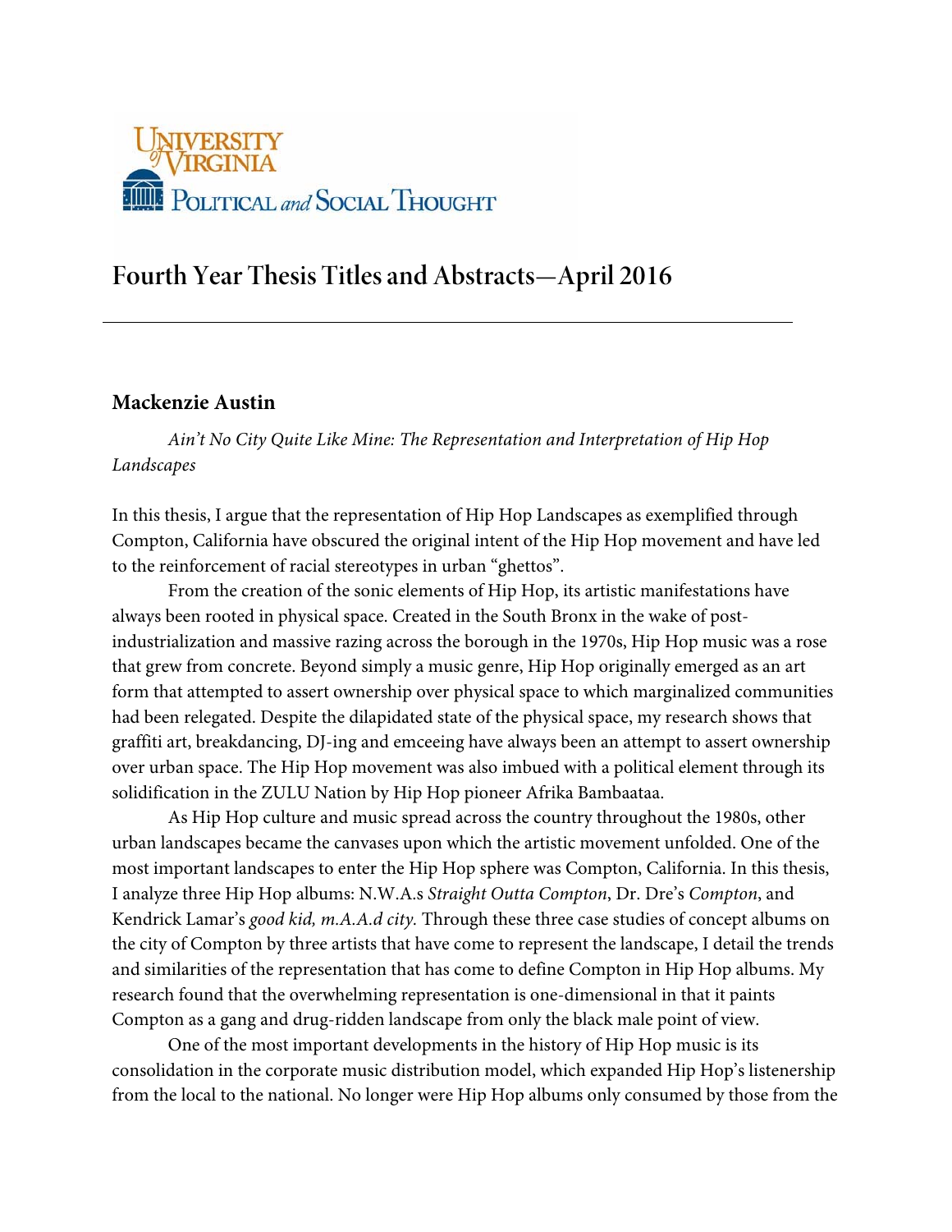University of Virginia Political and Social Thought

# Fourth Year Thesis Titles and Abstracts—April 2016

---

### Mackenzie Austin

*Ain't No City Quite Like Mine: The Representation and Interpretation of Hip Hop Landscapes*

In this thesis, I argue that the representation of Hip Hop Landscapes as exemplified through Compton, California have obscured the original intent of the Hip Hop movement and have led to the reinforcement of racial stereotypes in urban "ghettos".

From the creation of the sonic elements of Hip Hop, its artistic manifestations have always been rooted in physical space. Created in the South Bronx in the wake of post-industrialization and massive razing across the borough in the 1970s, Hip Hop music was a rose that grew from concrete. Beyond simply a music genre, Hip Hop originally emerged as an art form that attempted to assert ownership over physical space to which marginalized communities had been relegated. Despite the dilapidated state of the physical space, my research shows that graffiti art, breakdancing, DJ-ing and emceeing have always been an attempt to assert ownership over urban space. The Hip Hop movement was also imbued with a political element through its solidification in the ZULU Nation by Hip Hop pioneer Afrika Bambaataa.

As Hip Hop culture and music spread across the country throughout the 1980s, other urban landscapes became the canvases upon which the artistic movement unfolded. One of the most important landscapes to enter the Hip Hop sphere was Compton, California. In this thesis, I analyze three Hip Hop albums: N.W.A.s *Straight Outta Compton*, Dr. Dre's *Compton*, and Kendrick Lamar's *good kid, m.A.A.d city*. Through these three case studies of concept albums on the city of Compton by three artists that have come to represent the landscape, I detail the trends and similarities of the representation that has come to define Compton in Hip Hop albums. My research found that the overwhelming representation is one-dimensional in that it paints Compton as a gang and drug-ridden landscape from only the black male point of view.

One of the most important developments in the history of Hip Hop music is its consolidation in the corporate music distribution model, which expanded Hip Hop's listenership from the local to the national. No longer were Hip Hop albums only consumed by those from the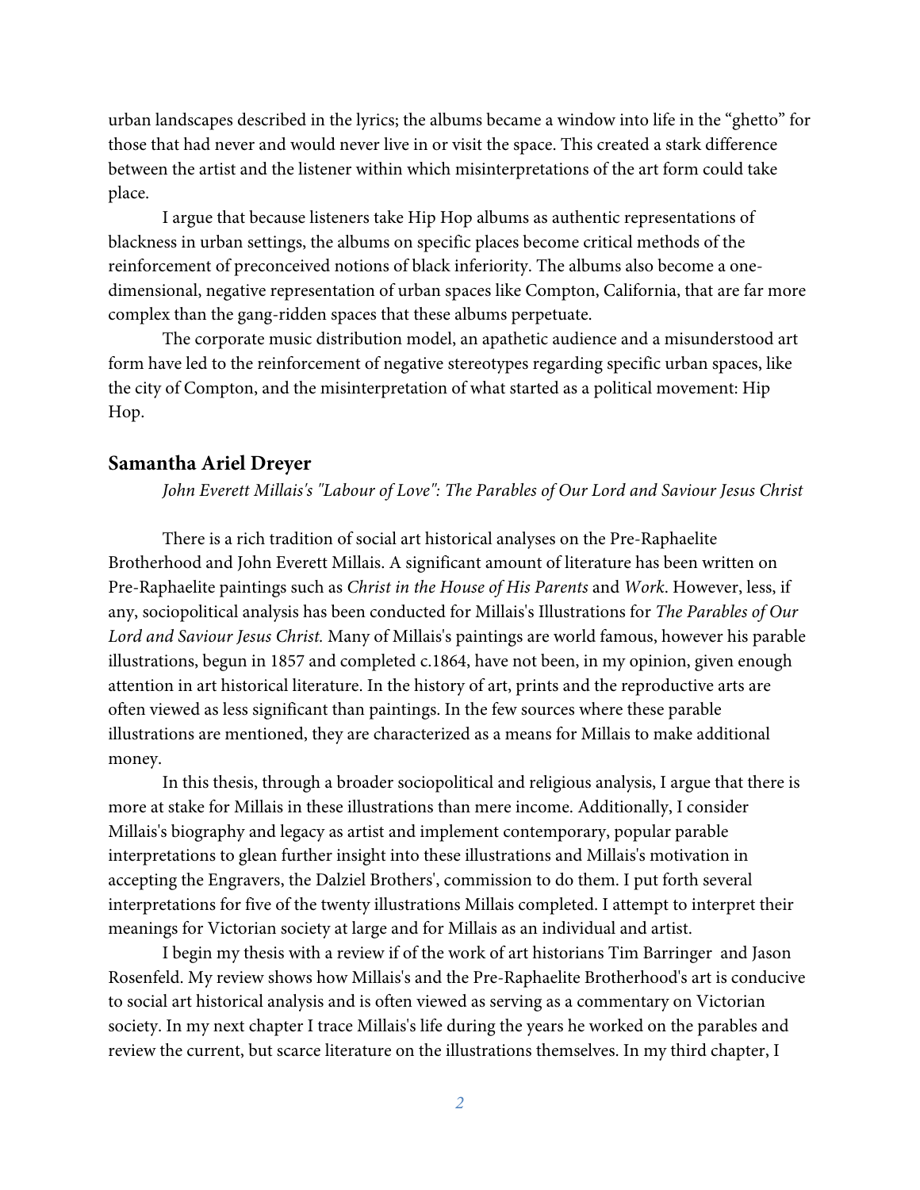urban landscapes described in the lyrics; the albums became a window into life in the "ghetto" for those that had never and would never live in or visit the space. This created a stark difference between the artist and the listener within which misinterpretations of the art form could take place.

I argue that because listeners take Hip Hop albums as authentic representations of blackness in urban settings, the albums on specific places become critical methods of the reinforcement of preconceived notions of black inferiority. The albums also become a one-dimensional, negative representation of urban spaces like Compton, California, that are far more complex than the gang-ridden spaces that these albums perpetuate.

The corporate music distribution model, an apathetic audience and a misunderstood art form have led to the reinforcement of negative stereotypes regarding specific urban spaces, like the city of Compton, and the misinterpretation of what started as a political movement: Hip Hop.

### Samantha Ariel Dreyer

*John Everett Millais's "Labour of Love": The Parables of Our Lord and Saviour Jesus Christ*

There is a rich tradition of social art historical analyses on the Pre-Raphaelite Brotherhood and John Everett Millais. A significant amount of literature has been written on Pre-Raphaelite paintings such as *Christ in the House of His Parents* and *Work*. However, less, if any, sociopolitical analysis has been conducted for Millais's Illustrations for *The Parables of Our Lord and Saviour Jesus Christ.* Many of Millais's paintings are world famous, however his parable illustrations, begun in 1857 and completed c.1864, have not been, in my opinion, given enough attention in art historical literature. In the history of art, prints and the reproductive arts are often viewed as less significant than paintings. In the few sources where these parable illustrations are mentioned, they are characterized as a means for Millais to make additional money.

In this thesis, through a broader sociopolitical and religious analysis, I argue that there is more at stake for Millais in these illustrations than mere income. Additionally, I consider Millais's biography and legacy as artist and implement contemporary, popular parable interpretations to glean further insight into these illustrations and Millais's motivation in accepting the Engravers, the Dalziel Brothers', commission to do them. I put forth several interpretations for five of the twenty illustrations Millais completed. I attempt to interpret their meanings for Victorian society at large and for Millais as an individual and artist.

I begin my thesis with a review if of the work of art historians Tim Barringer and Jason Rosenfeld. My review shows how Millais's and the Pre-Raphaelite Brotherhood's art is conducive to social art historical analysis and is often viewed as serving as a commentary on Victorian society. In my next chapter I trace Millais's life during the years he worked on the parables and review the current, but scarce literature on the illustrations themselves. In my third chapter, I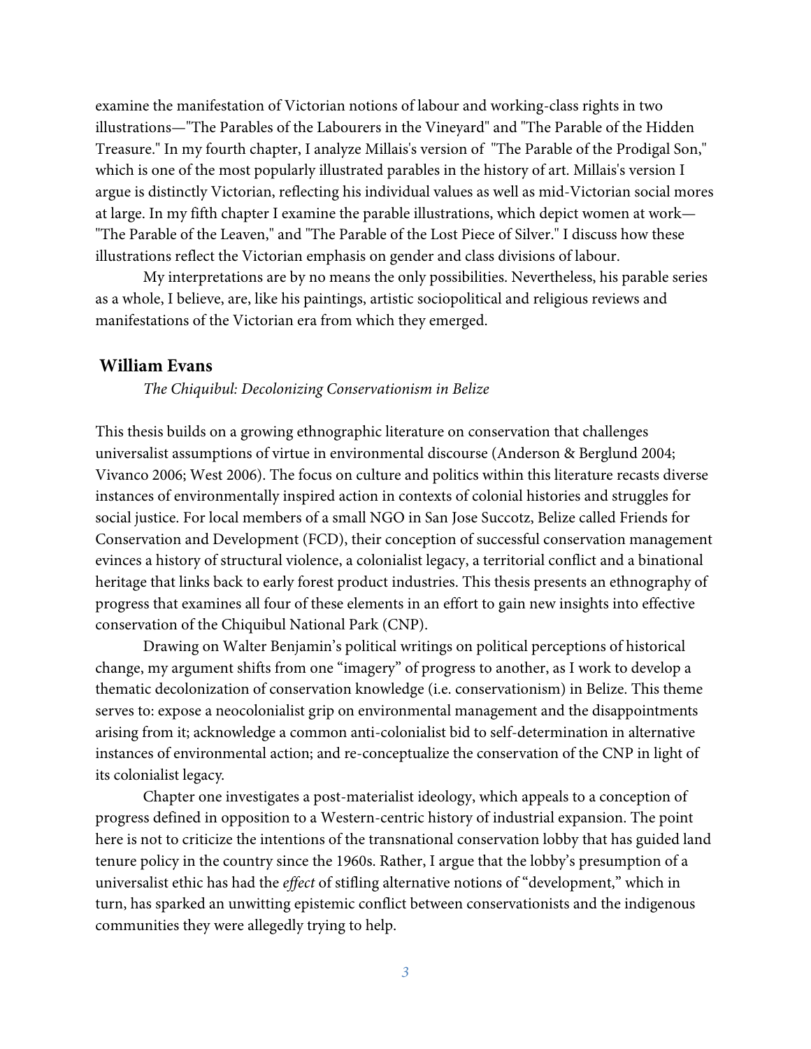examine the manifestation of Victorian notions of labour and working-class rights in two illustrations—"The Parables of the Labourers in the Vineyard" and "The Parable of the Hidden Treasure." In my fourth chapter, I analyze Millais's version of "The Parable of the Prodigal Son," which is one of the most popularly illustrated parables in the history of art. Millais's version I argue is distinctly Victorian, reflecting his individual values as well as mid-Victorian social mores at large. In my fifth chapter I examine the parable illustrations, which depict women at work—"The Parable of the Leaven," and "The Parable of the Lost Piece of Silver." I discuss how these illustrations reflect the Victorian emphasis on gender and class divisions of labour.

My interpretations are by no means the only possibilities. Nevertheless, his parable series as a whole, I believe, are, like his paintings, artistic sociopolitical and religious reviews and manifestations of the Victorian era from which they emerged.

## William Evans

*The Chiquibul: Decolonizing Conservationism in Belize*

This thesis builds on a growing ethnographic literature on conservation that challenges universalist assumptions of virtue in environmental discourse (Anderson & Berglund 2004; Vivanco 2006; West 2006). The focus on culture and politics within this literature recasts diverse instances of environmentally inspired action in contexts of colonial histories and struggles for social justice. For local members of a small NGO in San Jose Succotz, Belize called Friends for Conservation and Development (FCD), their conception of successful conservation management evinces a history of structural violence, a colonialist legacy, a territorial conflict and a binational heritage that links back to early forest product industries. This thesis presents an ethnography of progress that examines all four of these elements in an effort to gain new insights into effective conservation of the Chiquibul National Park (CNP).

Drawing on Walter Benjamin's political writings on political perceptions of historical change, my argument shifts from one "imagery" of progress to another, as I work to develop a thematic decolonization of conservation knowledge (i.e. conservationism) in Belize. This theme serves to: expose a neocolonialist grip on environmental management and the disappointments arising from it; acknowledge a common anti-colonialist bid to self-determination in alternative instances of environmental action; and re-conceptualize the conservation of the CNP in light of its colonialist legacy.

Chapter one investigates a post-materialist ideology, which appeals to a conception of progress defined in opposition to a Western-centric history of industrial expansion. The point here is not to criticize the intentions of the transnational conservation lobby that has guided land tenure policy in the country since the 1960s. Rather, I argue that the lobby's presumption of a universalist ethic has had the *effect* of stifling alternative notions of "development," which in turn, has sparked an unwitting epistemic conflict between conservationists and the indigenous communities they were allegedly trying to help.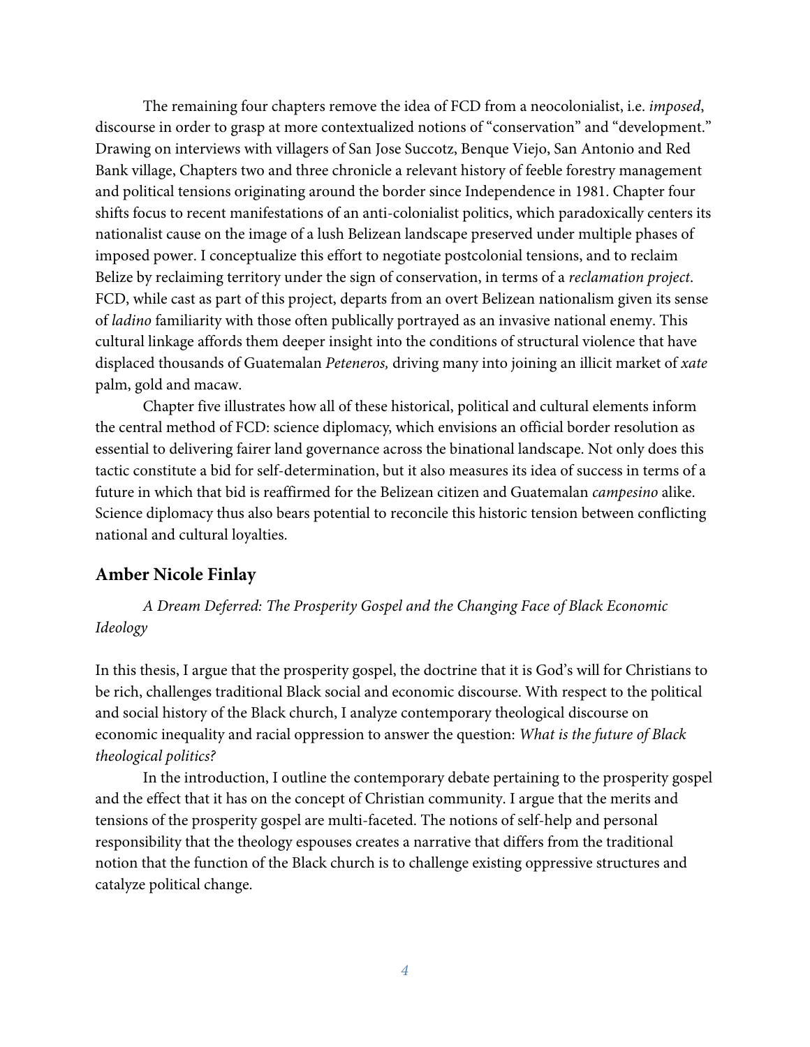The remaining four chapters remove the idea of FCD from a neocolonialist, i.e. *imposed*, discourse in order to grasp at more contextualized notions of "conservation" and "development." Drawing on interviews with villagers of San Jose Succotz, Benque Viejo, San Antonio and Red Bank village, Chapters two and three chronicle a relevant history of feeble forestry management and political tensions originating around the border since Independence in 1981. Chapter four shifts focus to recent manifestations of an anti-colonialist politics, which paradoxically centers its nationalist cause on the image of a lush Belizean landscape preserved under multiple phases of imposed power. I conceptualize this effort to negotiate postcolonial tensions, and to reclaim Belize by reclaiming territory under the sign of conservation, in terms of a *reclamation project*. FCD, while cast as part of this project, departs from an overt Belizean nationalism given its sense of *ladino* familiarity with those often publically portrayed as an invasive national enemy. This cultural linkage affords them deeper insight into the conditions of structural violence that have displaced thousands of Guatemalan *Peteneros,* driving many into joining an illicit market of *xate* palm, gold and macaw.

Chapter five illustrates how all of these historical, political and cultural elements inform the central method of FCD: science diplomacy, which envisions an official border resolution as essential to delivering fairer land governance across the binational landscape. Not only does this tactic constitute a bid for self-determination, but it also measures its idea of success in terms of a future in which that bid is reaffirmed for the Belizean citizen and Guatemalan *campesino* alike. Science diplomacy thus also bears potential to reconcile this historic tension between conflicting national and cultural loyalties.

### Amber Nicole Finlay

*A Dream Deferred: The Prosperity Gospel and the Changing Face of Black Economic Ideology*

In this thesis, I argue that the prosperity gospel, the doctrine that it is God's will for Christians to be rich, challenges traditional Black social and economic discourse. With respect to the political and social history of the Black church, I analyze contemporary theological discourse on economic inequality and racial oppression to answer the question: *What is the future of Black theological politics?*

In the introduction, I outline the contemporary debate pertaining to the prosperity gospel and the effect that it has on the concept of Christian community. I argue that the merits and tensions of the prosperity gospel are multi-faceted. The notions of self-help and personal responsibility that the theology espouses creates a narrative that differs from the traditional notion that the function of the Black church is to challenge existing oppressive structures and catalyze political change.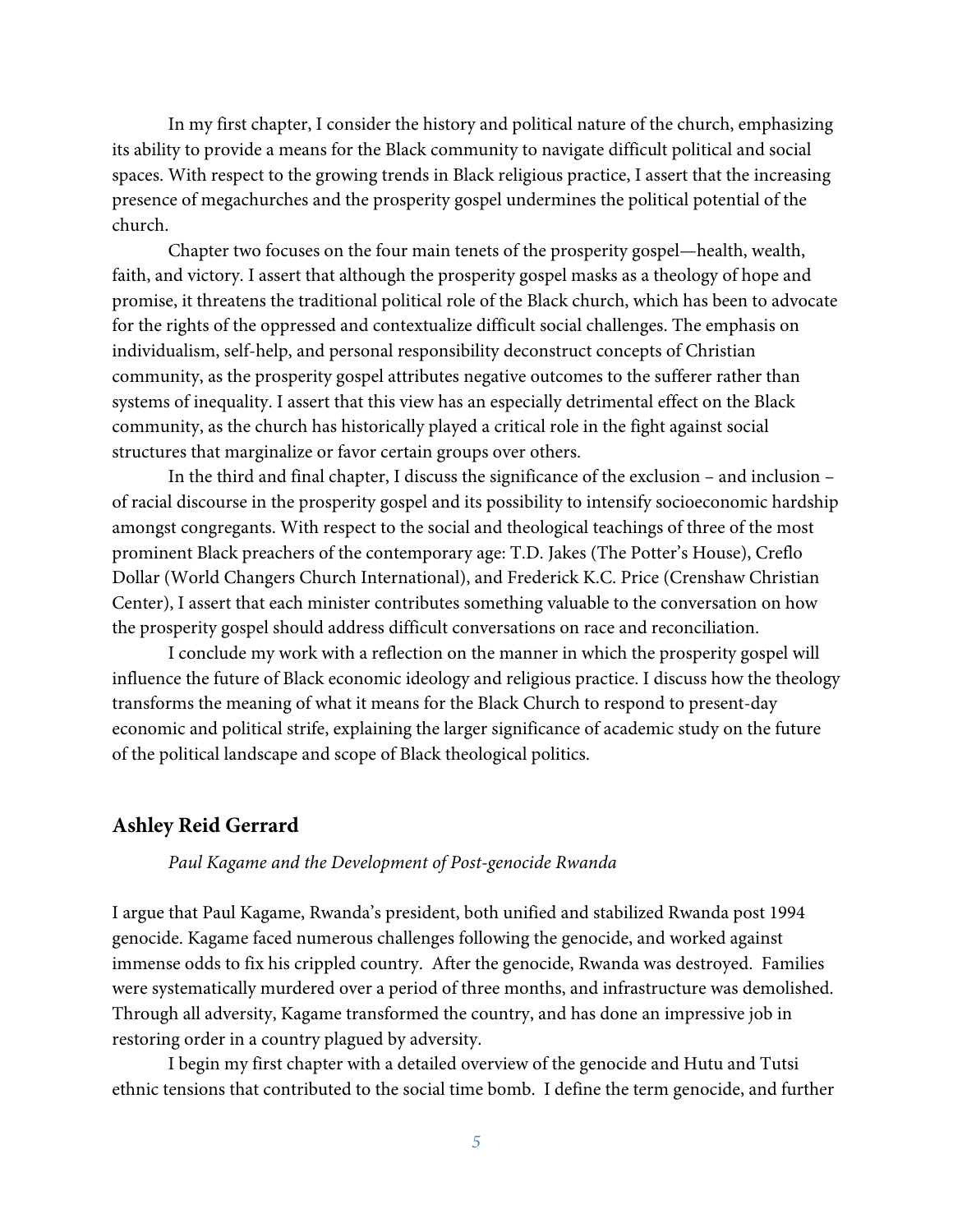In my first chapter, I consider the history and political nature of the church, emphasizing its ability to provide a means for the Black community to navigate difficult political and social spaces. With respect to the growing trends in Black religious practice, I assert that the increasing presence of megachurches and the prosperity gospel undermines the political potential of the church.

Chapter two focuses on the four main tenets of the prosperity gospel—health, wealth, faith, and victory. I assert that although the prosperity gospel masks as a theology of hope and promise, it threatens the traditional political role of the Black church, which has been to advocate for the rights of the oppressed and contextualize difficult social challenges. The emphasis on individualism, self-help, and personal responsibility deconstruct concepts of Christian community, as the prosperity gospel attributes negative outcomes to the sufferer rather than systems of inequality. I assert that this view has an especially detrimental effect on the Black community, as the church has historically played a critical role in the fight against social structures that marginalize or favor certain groups over others.

In the third and final chapter, I discuss the significance of the exclusion – and inclusion – of racial discourse in the prosperity gospel and its possibility to intensify socioeconomic hardship amongst congregants. With respect to the social and theological teachings of three of the most prominent Black preachers of the contemporary age: T.D. Jakes (The Potter's House), Creflo Dollar (World Changers Church International), and Frederick K.C. Price (Crenshaw Christian Center), I assert that each minister contributes something valuable to the conversation on how the prosperity gospel should address difficult conversations on race and reconciliation.

I conclude my work with a reflection on the manner in which the prosperity gospel will influence the future of Black economic ideology and religious practice. I discuss how the theology transforms the meaning of what it means for the Black Church to respond to present-day economic and political strife, explaining the larger significance of academic study on the future of the political landscape and scope of Black theological politics.

## Ashley Reid Gerrard

*Paul Kagame and the Development of Post-genocide Rwanda*

I argue that Paul Kagame, Rwanda's president, both unified and stabilized Rwanda post 1994 genocide. Kagame faced numerous challenges following the genocide, and worked against immense odds to fix his crippled country. After the genocide, Rwanda was destroyed. Families were systematically murdered over a period of three months, and infrastructure was demolished. Through all adversity, Kagame transformed the country, and has done an impressive job in restoring order in a country plagued by adversity.

I begin my first chapter with a detailed overview of the genocide and Hutu and Tutsi ethnic tensions that contributed to the social time bomb. I define the term genocide, and further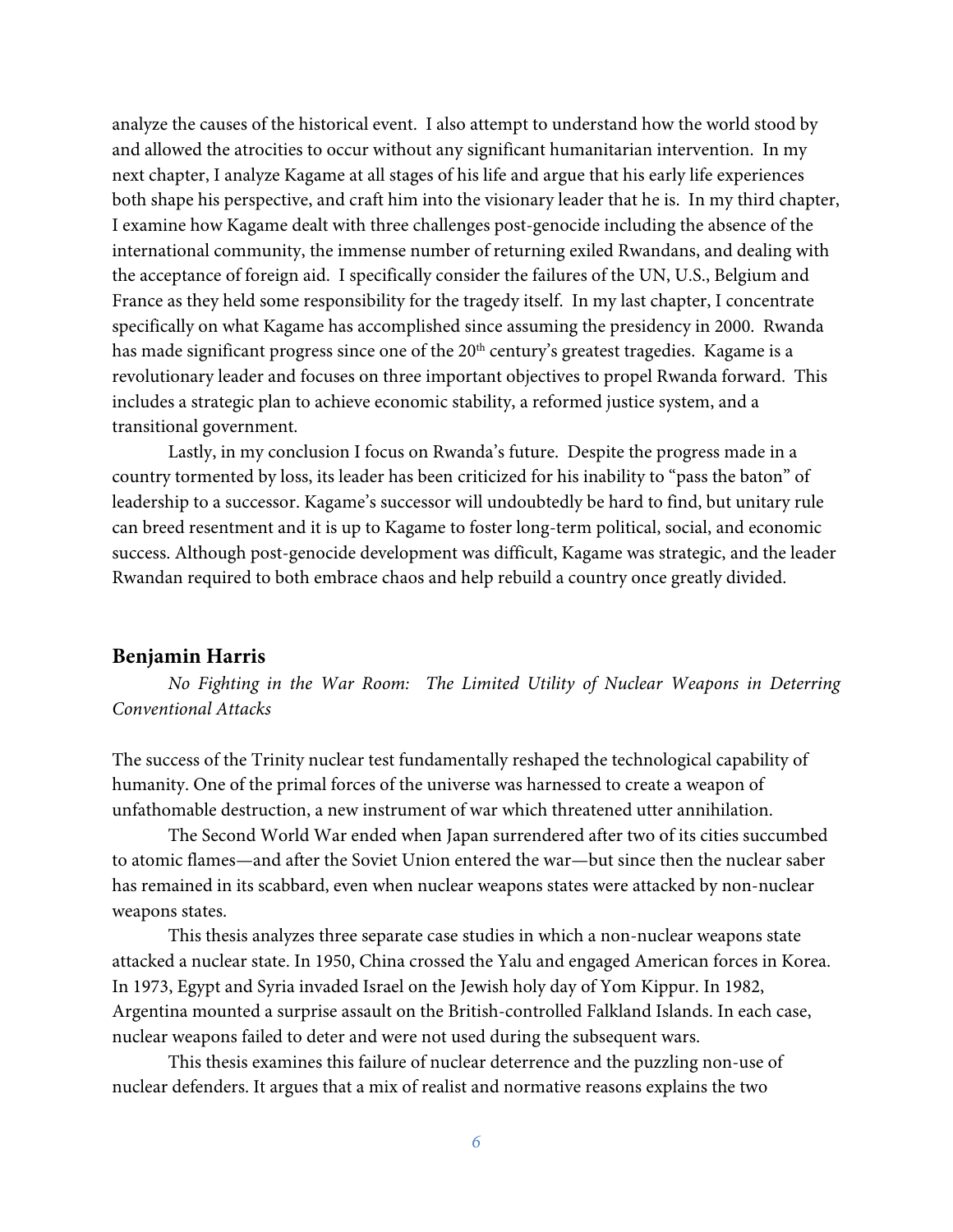analyze the causes of the historical event. I also attempt to understand how the world stood by and allowed the atrocities to occur without any significant humanitarian intervention. In my next chapter, I analyze Kagame at all stages of his life and argue that his early life experiences both shape his perspective, and craft him into the visionary leader that he is. In my third chapter, I examine how Kagame dealt with three challenges post-genocide including the absence of the international community, the immense number of returning exiled Rwandans, and dealing with the acceptance of foreign aid. I specifically consider the failures of the UN, U.S., Belgium and France as they held some responsibility for the tragedy itself. In my last chapter, I concentrate specifically on what Kagame has accomplished since assuming the presidency in 2000. Rwanda has made significant progress since one of the 20th century's greatest tragedies. Kagame is a revolutionary leader and focuses on three important objectives to propel Rwanda forward. This includes a strategic plan to achieve economic stability, a reformed justice system, and a transitional government.

Lastly, in my conclusion I focus on Rwanda's future. Despite the progress made in a country tormented by loss, its leader has been criticized for his inability to "pass the baton" of leadership to a successor. Kagame's successor will undoubtedly be hard to find, but unitary rule can breed resentment and it is up to Kagame to foster long-term political, social, and economic success. Although post-genocide development was difficult, Kagame was strategic, and the leader Rwandan required to both embrace chaos and help rebuild a country once greatly divided.

## Benjamin Harris

*No Fighting in the War Room: The Limited Utility of Nuclear Weapons in Deterring Conventional Attacks*

The success of the Trinity nuclear test fundamentally reshaped the technological capability of humanity. One of the primal forces of the universe was harnessed to create a weapon of unfathomable destruction, a new instrument of war which threatened utter annihilation.

The Second World War ended when Japan surrendered after two of its cities succumbed to atomic flames—and after the Soviet Union entered the war—but since then the nuclear saber has remained in its scabbard, even when nuclear weapons states were attacked by non-nuclear weapons states.

This thesis analyzes three separate case studies in which a non-nuclear weapons state attacked a nuclear state. In 1950, China crossed the Yalu and engaged American forces in Korea. In 1973, Egypt and Syria invaded Israel on the Jewish holy day of Yom Kippur. In 1982, Argentina mounted a surprise assault on the British-controlled Falkland Islands. In each case, nuclear weapons failed to deter and were not used during the subsequent wars.

This thesis examines this failure of nuclear deterrence and the puzzling non-use of nuclear defenders. It argues that a mix of realist and normative reasons explains the two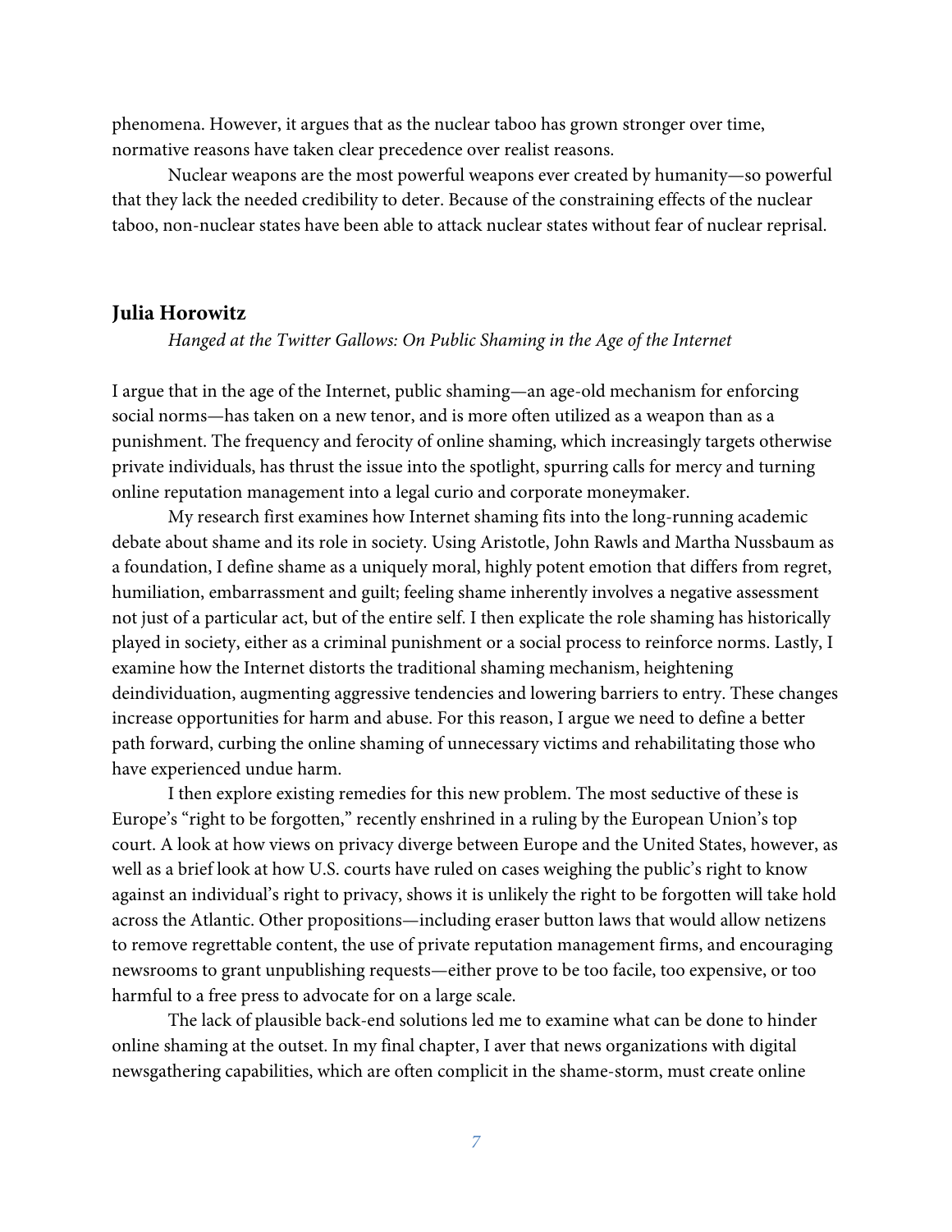phenomena. However, it argues that as the nuclear taboo has grown stronger over time, normative reasons have taken clear precedence over realist reasons.

Nuclear weapons are the most powerful weapons ever created by humanity—so powerful that they lack the needed credibility to deter. Because of the constraining effects of the nuclear taboo, non-nuclear states have been able to attack nuclear states without fear of nuclear reprisal.

### Julia Horowitz

*Hanged at the Twitter Gallows: On Public Shaming in the Age of the Internet*

I argue that in the age of the Internet, public shaming—an age-old mechanism for enforcing social norms—has taken on a new tenor, and is more often utilized as a weapon than as a punishment. The frequency and ferocity of online shaming, which increasingly targets otherwise private individuals, has thrust the issue into the spotlight, spurring calls for mercy and turning online reputation management into a legal curio and corporate moneymaker.

My research first examines how Internet shaming fits into the long-running academic debate about shame and its role in society. Using Aristotle, John Rawls and Martha Nussbaum as a foundation, I define shame as a uniquely moral, highly potent emotion that differs from regret, humiliation, embarrassment and guilt; feeling shame inherently involves a negative assessment not just of a particular act, but of the entire self. I then explicate the role shaming has historically played in society, either as a criminal punishment or a social process to reinforce norms. Lastly, I examine how the Internet distorts the traditional shaming mechanism, heightening deindividuation, augmenting aggressive tendencies and lowering barriers to entry. These changes increase opportunities for harm and abuse. For this reason, I argue we need to define a better path forward, curbing the online shaming of unnecessary victims and rehabilitating those who have experienced undue harm.

I then explore existing remedies for this new problem. The most seductive of these is Europe's "right to be forgotten," recently enshrined in a ruling by the European Union's top court. A look at how views on privacy diverge between Europe and the United States, however, as well as a brief look at how U.S. courts have ruled on cases weighing the public's right to know against an individual's right to privacy, shows it is unlikely the right to be forgotten will take hold across the Atlantic. Other propositions—including eraser button laws that would allow netizens to remove regrettable content, the use of private reputation management firms, and encouraging newsrooms to grant unpublishing requests—either prove to be too facile, too expensive, or too harmful to a free press to advocate for on a large scale.

The lack of plausible back-end solutions led me to examine what can be done to hinder online shaming at the outset. In my final chapter, I aver that news organizations with digital newsgathering capabilities, which are often complicit in the shame-storm, must create online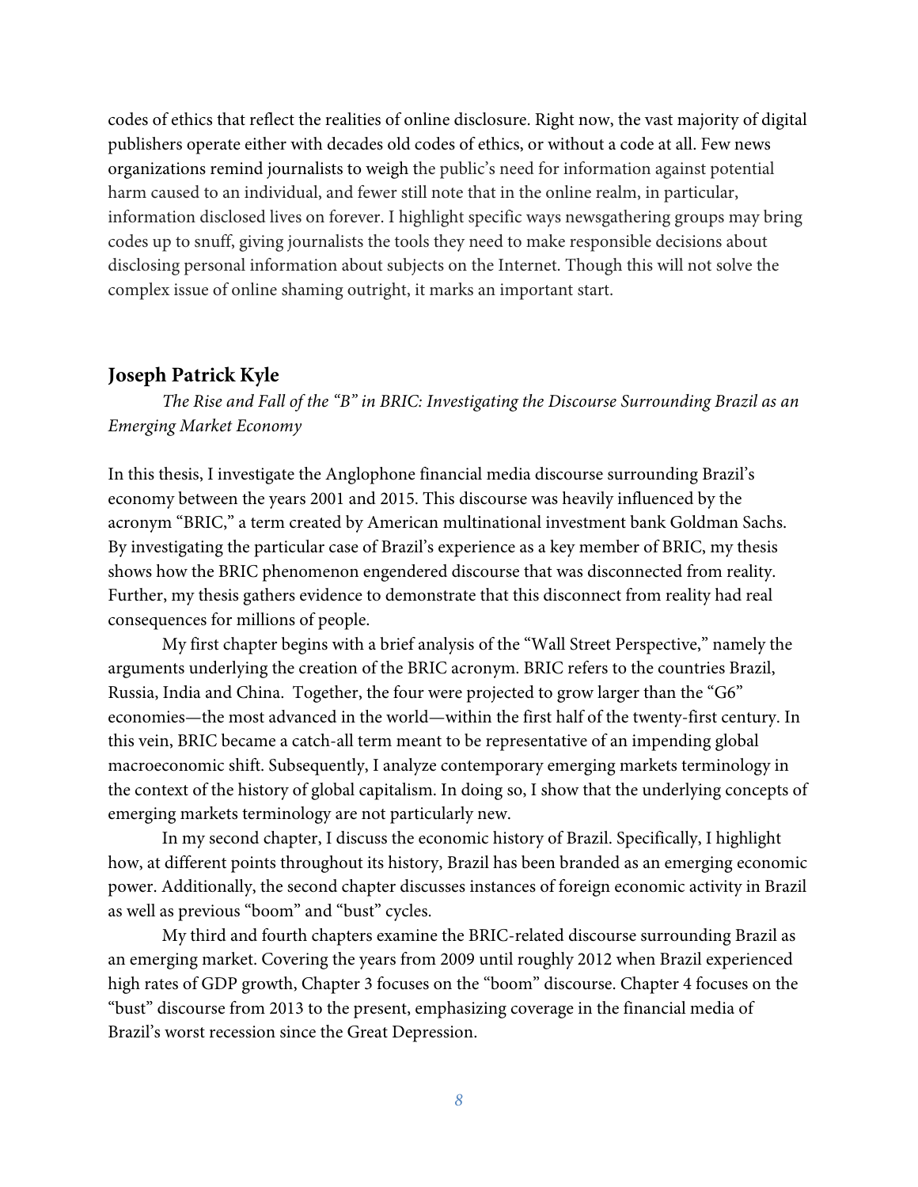codes of ethics that reflect the realities of online disclosure. Right now, the vast majority of digital publishers operate either with decades old codes of ethics, or without a code at all. Few news organizations remind journalists to weigh the public's need for information against potential harm caused to an individual, and fewer still note that in the online realm, in particular, information disclosed lives on forever. I highlight specific ways newsgathering groups may bring codes up to snuff, giving journalists the tools they need to make responsible decisions about disclosing personal information about subjects on the Internet. Though this will not solve the complex issue of online shaming outright, it marks an important start.

### Joseph Patrick Kyle

*The Rise and Fall of the "B" in BRIC: Investigating the Discourse Surrounding Brazil as an Emerging Market Economy*

In this thesis, I investigate the Anglophone financial media discourse surrounding Brazil's economy between the years 2001 and 2015. This discourse was heavily influenced by the acronym "BRIC," a term created by American multinational investment bank Goldman Sachs. By investigating the particular case of Brazil's experience as a key member of BRIC, my thesis shows how the BRIC phenomenon engendered discourse that was disconnected from reality. Further, my thesis gathers evidence to demonstrate that this disconnect from reality had real consequences for millions of people.

My first chapter begins with a brief analysis of the "Wall Street Perspective," namely the arguments underlying the creation of the BRIC acronym. BRIC refers to the countries Brazil, Russia, India and China. Together, the four were projected to grow larger than the "G6" economies—the most advanced in the world—within the first half of the twenty-first century. In this vein, BRIC became a catch-all term meant to be representative of an impending global macroeconomic shift. Subsequently, I analyze contemporary emerging markets terminology in the context of the history of global capitalism. In doing so, I show that the underlying concepts of emerging markets terminology are not particularly new.

In my second chapter, I discuss the economic history of Brazil. Specifically, I highlight how, at different points throughout its history, Brazil has been branded as an emerging economic power. Additionally, the second chapter discusses instances of foreign economic activity in Brazil as well as previous "boom" and "bust" cycles.

My third and fourth chapters examine the BRIC-related discourse surrounding Brazil as an emerging market. Covering the years from 2009 until roughly 2012 when Brazil experienced high rates of GDP growth, Chapter 3 focuses on the "boom" discourse. Chapter 4 focuses on the "bust" discourse from 2013 to the present, emphasizing coverage in the financial media of Brazil's worst recession since the Great Depression.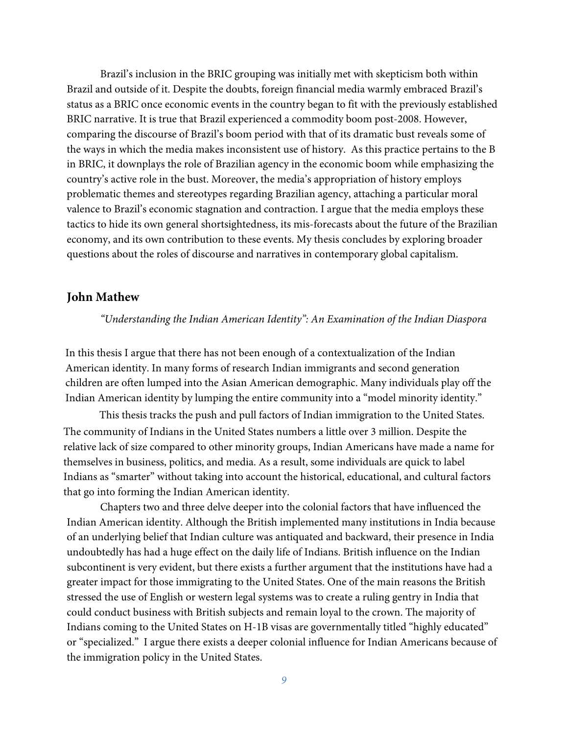Brazil's inclusion in the BRIC grouping was initially met with skepticism both within Brazil and outside of it. Despite the doubts, foreign financial media warmly embraced Brazil's status as a BRIC once economic events in the country began to fit with the previously established BRIC narrative. It is true that Brazil experienced a commodity boom post-2008. However, comparing the discourse of Brazil's boom period with that of its dramatic bust reveals some of the ways in which the media makes inconsistent use of history. As this practice pertains to the B in BRIC, it downplays the role of Brazilian agency in the economic boom while emphasizing the country's active role in the bust. Moreover, the media's appropriation of history employs problematic themes and stereotypes regarding Brazilian agency, attaching a particular moral valence to Brazil's economic stagnation and contraction. I argue that the media employs these tactics to hide its own general shortsightedness, its mis-forecasts about the future of the Brazilian economy, and its own contribution to these events. My thesis concludes by exploring broader questions about the roles of discourse and narratives in contemporary global capitalism.

## John Mathew

*"Understanding the Indian American Identity": An Examination of the Indian Diaspora*

In this thesis I argue that there has not been enough of a contextualization of the Indian American identity. In many forms of research Indian immigrants and second generation children are often lumped into the Asian American demographic. Many individuals play off the Indian American identity by lumping the entire community into a "model minority identity."

This thesis tracks the push and pull factors of Indian immigration to the United States. The community of Indians in the United States numbers a little over 3 million. Despite the relative lack of size compared to other minority groups, Indian Americans have made a name for themselves in business, politics, and media. As a result, some individuals are quick to label Indians as "smarter" without taking into account the historical, educational, and cultural factors that go into forming the Indian American identity.

Chapters two and three delve deeper into the colonial factors that have influenced the Indian American identity. Although the British implemented many institutions in India because of an underlying belief that Indian culture was antiquated and backward, their presence in India undoubtedly has had a huge effect on the daily life of Indians. British influence on the Indian subcontinent is very evident, but there exists a further argument that the institutions have had a greater impact for those immigrating to the United States. One of the main reasons the British stressed the use of English or western legal systems was to create a ruling gentry in India that could conduct business with British subjects and remain loyal to the crown. The majority of Indians coming to the United States on H-1B visas are governmentally titled "highly educated" or "specialized." I argue there exists a deeper colonial influence for Indian Americans because of the immigration policy in the United States.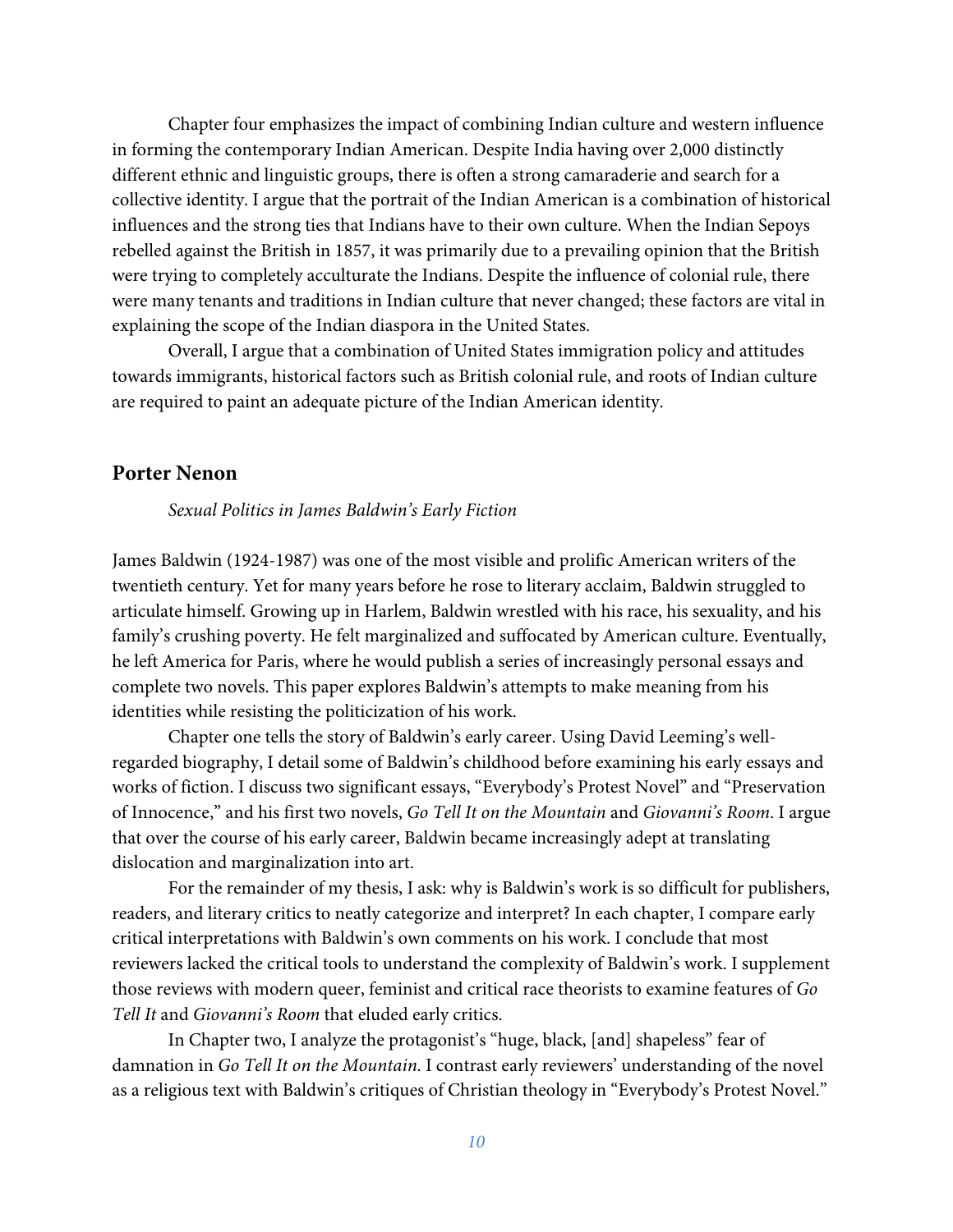Chapter four emphasizes the impact of combining Indian culture and western influence in forming the contemporary Indian American. Despite India having over 2,000 distinctly different ethnic and linguistic groups, there is often a strong camaraderie and search for a collective identity. I argue that the portrait of the Indian American is a combination of historical influences and the strong ties that Indians have to their own culture. When the Indian Sepoys rebelled against the British in 1857, it was primarily due to a prevailing opinion that the British were trying to completely acculturate the Indians. Despite the influence of colonial rule, there were many tenants and traditions in Indian culture that never changed; these factors are vital in explaining the scope of the Indian diaspora in the United States.

Overall, I argue that a combination of United States immigration policy and attitudes towards immigrants, historical factors such as British colonial rule, and roots of Indian culture are required to paint an adequate picture of the Indian American identity.

## Porter Nenon

*Sexual Politics in James Baldwin's Early Fiction*

James Baldwin (1924-1987) was one of the most visible and prolific American writers of the twentieth century. Yet for many years before he rose to literary acclaim, Baldwin struggled to articulate himself. Growing up in Harlem, Baldwin wrestled with his race, his sexuality, and his family's crushing poverty. He felt marginalized and suffocated by American culture. Eventually, he left America for Paris, where he would publish a series of increasingly personal essays and complete two novels. This paper explores Baldwin's attempts to make meaning from his identities while resisting the politicization of his work.

Chapter one tells the story of Baldwin's early career. Using David Leeming's well-regarded biography, I detail some of Baldwin's childhood before examining his early essays and works of fiction. I discuss two significant essays, "Everybody's Protest Novel" and "Preservation of Innocence," and his first two novels, *Go Tell It on the Mountain* and *Giovanni's Room*. I argue that over the course of his early career, Baldwin became increasingly adept at translating dislocation and marginalization into art.

For the remainder of my thesis, I ask: why is Baldwin's work is so difficult for publishers, readers, and literary critics to neatly categorize and interpret? In each chapter, I compare early critical interpretations with Baldwin's own comments on his work. I conclude that most reviewers lacked the critical tools to understand the complexity of Baldwin's work. I supplement those reviews with modern queer, feminist and critical race theorists to examine features of *Go Tell It* and *Giovanni's Room* that eluded early critics.

In Chapter two, I analyze the protagonist's "huge, black, [and] shapeless" fear of damnation in *Go Tell It on the Mountain*. I contrast early reviewers' understanding of the novel as a religious text with Baldwin's critiques of Christian theology in "Everybody's Protest Novel."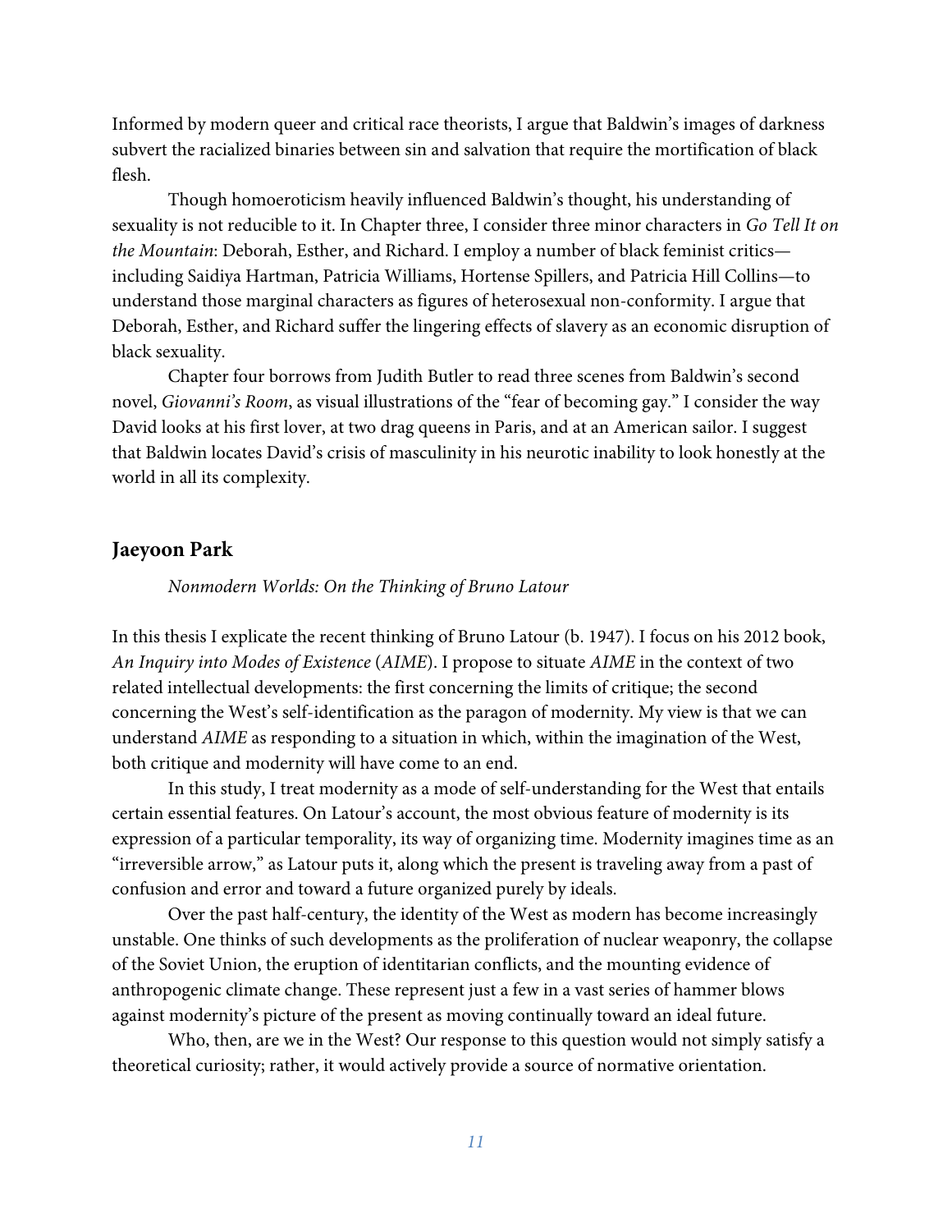Informed by modern queer and critical race theorists, I argue that Baldwin's images of darkness subvert the racialized binaries between sin and salvation that require the mortification of black flesh.

Though homoeroticism heavily influenced Baldwin's thought, his understanding of sexuality is not reducible to it. In Chapter three, I consider three minor characters in *Go Tell It on the Mountain*: Deborah, Esther, and Richard. I employ a number of black feminist critics—including Saidiya Hartman, Patricia Williams, Hortense Spillers, and Patricia Hill Collins—to understand those marginal characters as figures of heterosexual non-conformity. I argue that Deborah, Esther, and Richard suffer the lingering effects of slavery as an economic disruption of black sexuality.

Chapter four borrows from Judith Butler to read three scenes from Baldwin's second novel, *Giovanni's Room*, as visual illustrations of the "fear of becoming gay." I consider the way David looks at his first lover, at two drag queens in Paris, and at an American sailor. I suggest that Baldwin locates David's crisis of masculinity in his neurotic inability to look honestly at the world in all its complexity.

## Jaeyoon Park

*Nonmodern Worlds: On the Thinking of Bruno Latour*

In this thesis I explicate the recent thinking of Bruno Latour (b. 1947). I focus on his 2012 book, *An Inquiry into Modes of Existence* (*AIME*). I propose to situate *AIME* in the context of two related intellectual developments: the first concerning the limits of critique; the second concerning the West's self-identification as the paragon of modernity. My view is that we can understand *AIME* as responding to a situation in which, within the imagination of the West, both critique and modernity will have come to an end.

In this study, I treat modernity as a mode of self-understanding for the West that entails certain essential features. On Latour's account, the most obvious feature of modernity is its expression of a particular temporality, its way of organizing time. Modernity imagines time as an "irreversible arrow," as Latour puts it, along which the present is traveling away from a past of confusion and error and toward a future organized purely by ideals.

Over the past half-century, the identity of the West as modern has become increasingly unstable. One thinks of such developments as the proliferation of nuclear weaponry, the collapse of the Soviet Union, the eruption of identitarian conflicts, and the mounting evidence of anthropogenic climate change. These represent just a few in a vast series of hammer blows against modernity's picture of the present as moving continually toward an ideal future.

Who, then, are we in the West? Our response to this question would not simply satisfy a theoretical curiosity; rather, it would actively provide a source of normative orientation.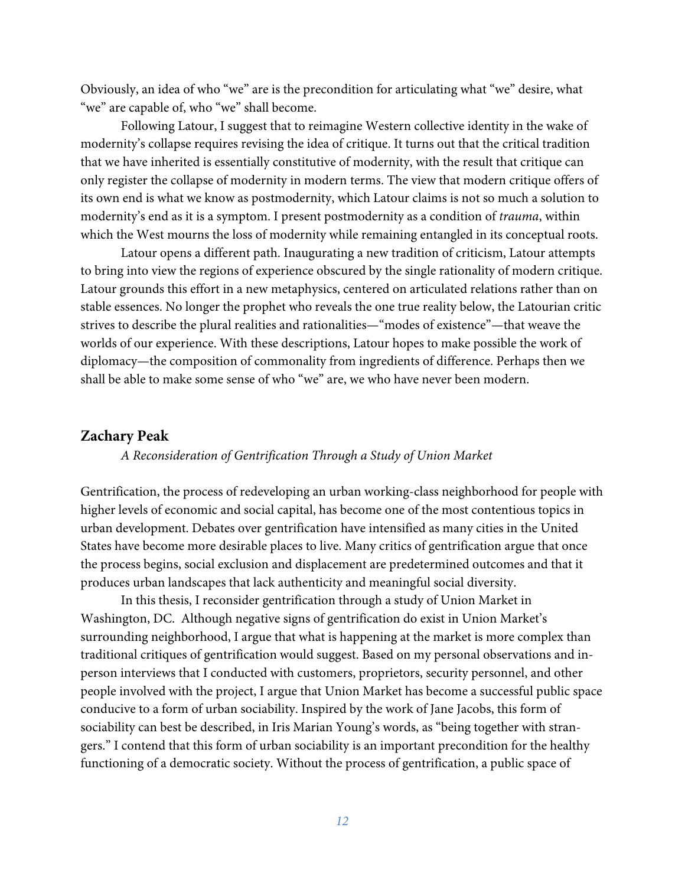Obviously, an idea of who "we" are is the precondition for articulating what "we" desire, what "we" are capable of, who "we" shall become.

Following Latour, I suggest that to reimagine Western collective identity in the wake of modernity's collapse requires revising the idea of critique. It turns out that the critical tradition that we have inherited is essentially constitutive of modernity, with the result that critique can only register the collapse of modernity in modern terms. The view that modern critique offers of its own end is what we know as postmodernity, which Latour claims is not so much a solution to modernity's end as it is a symptom. I present postmodernity as a condition of *trauma*, within which the West mourns the loss of modernity while remaining entangled in its conceptual roots.

Latour opens a different path. Inaugurating a new tradition of criticism, Latour attempts to bring into view the regions of experience obscured by the single rationality of modern critique. Latour grounds this effort in a new metaphysics, centered on articulated relations rather than on stable essences. No longer the prophet who reveals the one true reality below, the Latourian critic strives to describe the plural realities and rationalities—"modes of existence"—that weave the worlds of our experience. With these descriptions, Latour hopes to make possible the work of diplomacy—the composition of commonality from ingredients of difference. Perhaps then we shall be able to make some sense of who "we" are, we who have never been modern.

## Zachary Peak

*A Reconsideration of Gentrification Through a Study of Union Market*

Gentrification, the process of redeveloping an urban working-class neighborhood for people with higher levels of economic and social capital, has become one of the most contentious topics in urban development. Debates over gentrification have intensified as many cities in the United States have become more desirable places to live. Many critics of gentrification argue that once the process begins, social exclusion and displacement are predetermined outcomes and that it produces urban landscapes that lack authenticity and meaningful social diversity.

In this thesis, I reconsider gentrification through a study of Union Market in Washington, DC. Although negative signs of gentrification do exist in Union Market's surrounding neighborhood, I argue that what is happening at the market is more complex than traditional critiques of gentrification would suggest. Based on my personal observations and in-person interviews that I conducted with customers, proprietors, security personnel, and other people involved with the project, I argue that Union Market has become a successful public space conducive to a form of urban sociability. Inspired by the work of Jane Jacobs, this form of sociability can best be described, in Iris Marian Young's words, as "being together with strangers." I contend that this form of urban sociability is an important precondition for the healthy functioning of a democratic society. Without the process of gentrification, a public space of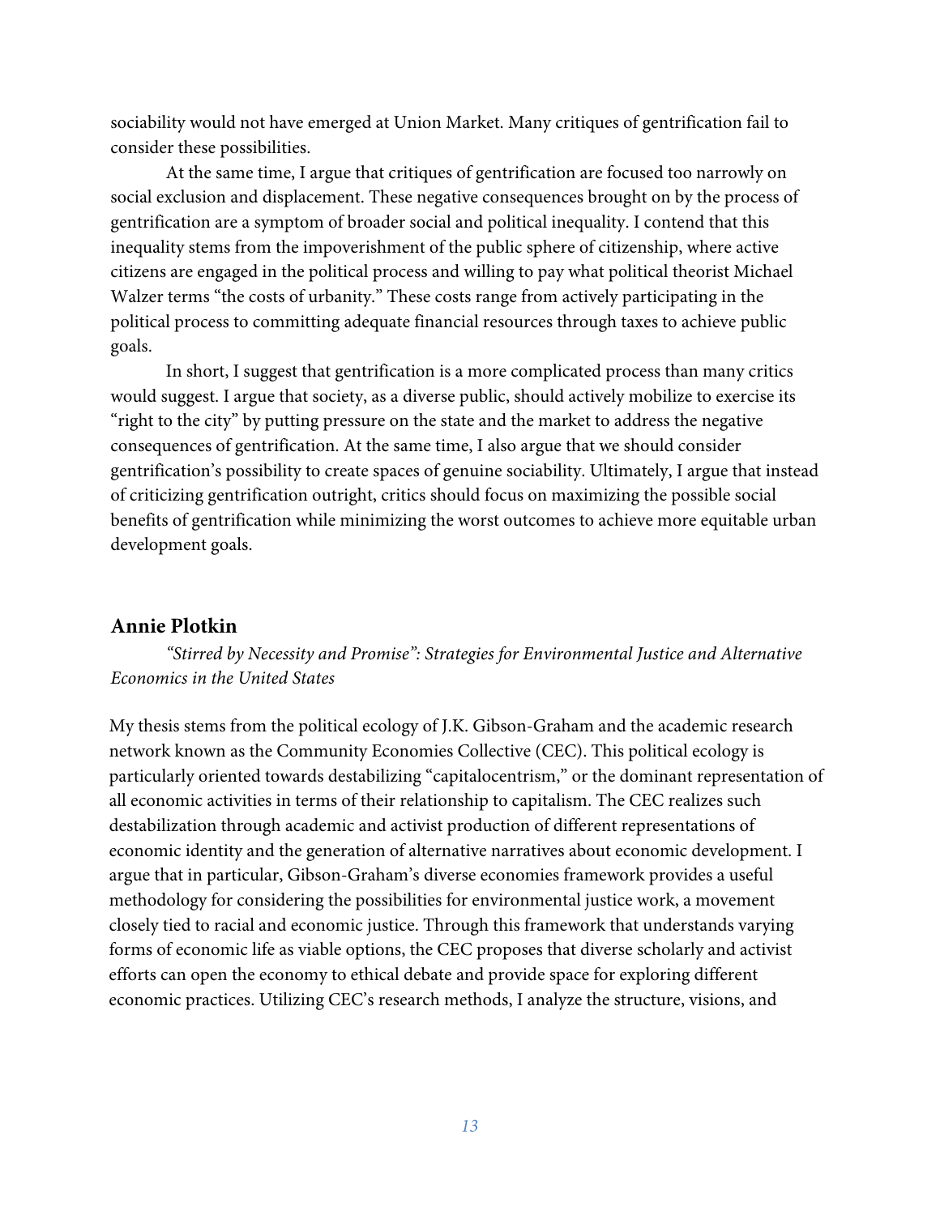sociability would not have emerged at Union Market. Many critiques of gentrification fail to consider these possibilities.

At the same time, I argue that critiques of gentrification are focused too narrowly on social exclusion and displacement. These negative consequences brought on by the process of gentrification are a symptom of broader social and political inequality. I contend that this inequality stems from the impoverishment of the public sphere of citizenship, where active citizens are engaged in the political process and willing to pay what political theorist Michael Walzer terms "the costs of urbanity." These costs range from actively participating in the political process to committing adequate financial resources through taxes to achieve public goals.

In short, I suggest that gentrification is a more complicated process than many critics would suggest. I argue that society, as a diverse public, should actively mobilize to exercise its "right to the city" by putting pressure on the state and the market to address the negative consequences of gentrification. At the same time, I also argue that we should consider gentrification's possibility to create spaces of genuine sociability. Ultimately, I argue that instead of criticizing gentrification outright, critics should focus on maximizing the possible social benefits of gentrification while minimizing the worst outcomes to achieve more equitable urban development goals.

## Annie Plotkin

*"Stirred by Necessity and Promise": Strategies for Environmental Justice and Alternative Economics in the United States*

My thesis stems from the political ecology of J.K. Gibson-Graham and the academic research network known as the Community Economies Collective (CEC). This political ecology is particularly oriented towards destabilizing "capitalocentrism," or the dominant representation of all economic activities in terms of their relationship to capitalism. The CEC realizes such destabilization through academic and activist production of different representations of economic identity and the generation of alternative narratives about economic development. I argue that in particular, Gibson-Graham's diverse economies framework provides a useful methodology for considering the possibilities for environmental justice work, a movement closely tied to racial and economic justice. Through this framework that understands varying forms of economic life as viable options, the CEC proposes that diverse scholarly and activist efforts can open the economy to ethical debate and provide space for exploring different economic practices. Utilizing CEC's research methods, I analyze the structure, visions, and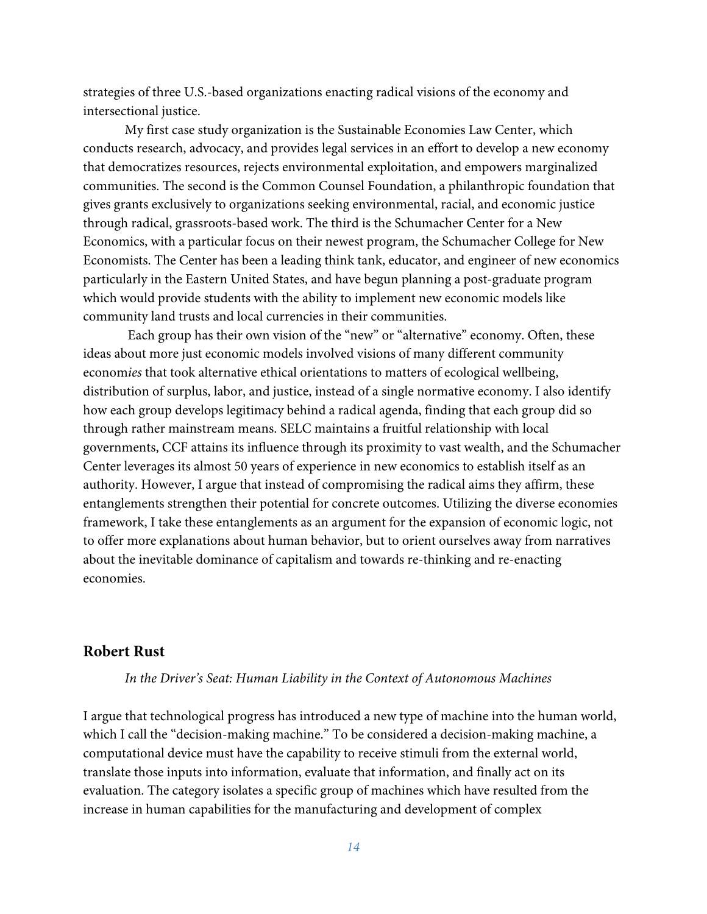strategies of three U.S.-based organizations enacting radical visions of the economy and intersectional justice.

My first case study organization is the Sustainable Economies Law Center, which conducts research, advocacy, and provides legal services in an effort to develop a new economy that democratizes resources, rejects environmental exploitation, and empowers marginalized communities. The second is the Common Counsel Foundation, a philanthropic foundation that gives grants exclusively to organizations seeking environmental, racial, and economic justice through radical, grassroots-based work. The third is the Schumacher Center for a New Economics, with a particular focus on their newest program, the Schumacher College for New Economists. The Center has been a leading think tank, educator, and engineer of new economics particularly in the Eastern United States, and have begun planning a post-graduate program which would provide students with the ability to implement new economic models like community land trusts and local currencies in their communities.

Each group has their own vision of the "new" or "alternative" economy. Often, these ideas about more just economic models involved visions of many different community econom*ies* that took alternative ethical orientations to matters of ecological wellbeing, distribution of surplus, labor, and justice, instead of a single normative economy. I also identify how each group develops legitimacy behind a radical agenda, finding that each group did so through rather mainstream means. SELC maintains a fruitful relationship with local governments, CCF attains its influence through its proximity to vast wealth, and the Schumacher Center leverages its almost 50 years of experience in new economics to establish itself as an authority. However, I argue that instead of compromising the radical aims they affirm, these entanglements strengthen their potential for concrete outcomes. Utilizing the diverse economies framework, I take these entanglements as an argument for the expansion of economic logic, not to offer more explanations about human behavior, but to orient ourselves away from narratives about the inevitable dominance of capitalism and towards re-thinking and re-enacting economies.

## Robert Rust

*In the Driver's Seat: Human Liability in the Context of Autonomous Machines*

I argue that technological progress has introduced a new type of machine into the human world, which I call the "decision-making machine." To be considered a decision-making machine, a computational device must have the capability to receive stimuli from the external world, translate those inputs into information, evaluate that information, and finally act on its evaluation. The category isolates a specific group of machines which have resulted from the increase in human capabilities for the manufacturing and development of complex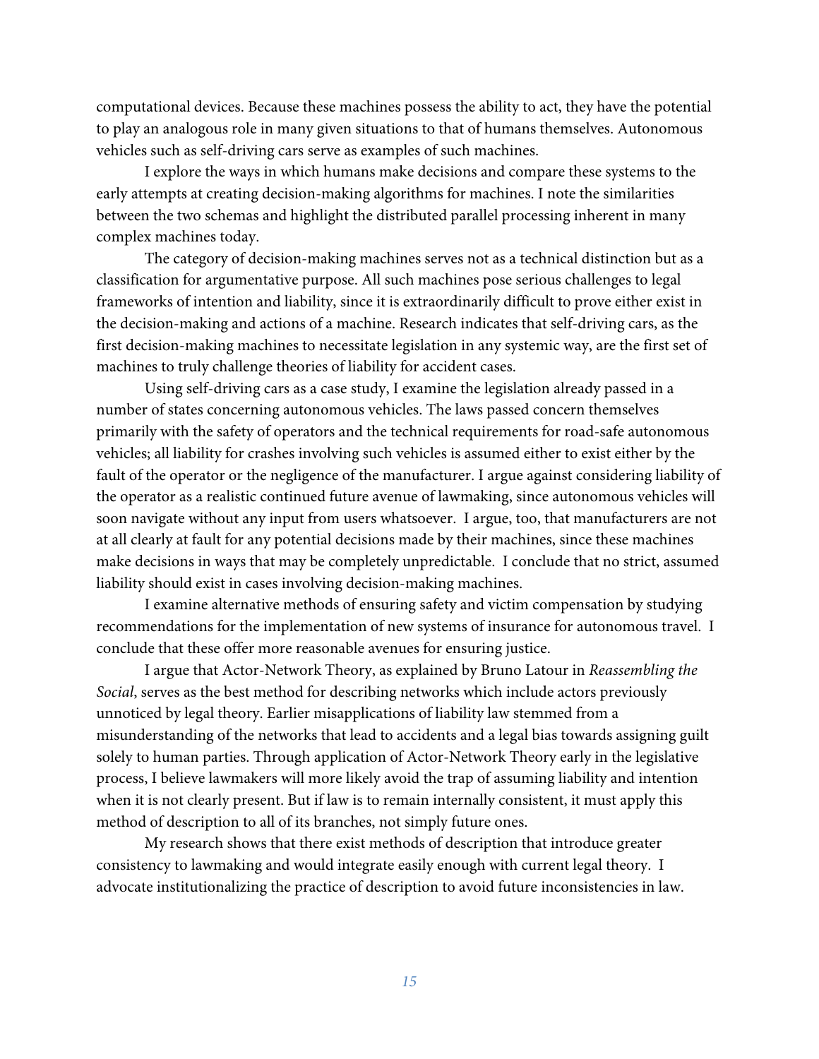computational devices. Because these machines possess the ability to act, they have the potential to play an analogous role in many given situations to that of humans themselves. Autonomous vehicles such as self-driving cars serve as examples of such machines.

I explore the ways in which humans make decisions and compare these systems to the early attempts at creating decision-making algorithms for machines. I note the similarities between the two schemas and highlight the distributed parallel processing inherent in many complex machines today.

The category of decision-making machines serves not as a technical distinction but as a classification for argumentative purpose. All such machines pose serious challenges to legal frameworks of intention and liability, since it is extraordinarily difficult to prove either exist in the decision-making and actions of a machine. Research indicates that self-driving cars, as the first decision-making machines to necessitate legislation in any systemic way, are the first set of machines to truly challenge theories of liability for accident cases.

Using self-driving cars as a case study, I examine the legislation already passed in a number of states concerning autonomous vehicles. The laws passed concern themselves primarily with the safety of operators and the technical requirements for road-safe autonomous vehicles; all liability for crashes involving such vehicles is assumed either to exist either by the fault of the operator or the negligence of the manufacturer. I argue against considering liability of the operator as a realistic continued future avenue of lawmaking, since autonomous vehicles will soon navigate without any input from users whatsoever. I argue, too, that manufacturers are not at all clearly at fault for any potential decisions made by their machines, since these machines make decisions in ways that may be completely unpredictable. I conclude that no strict, assumed liability should exist in cases involving decision-making machines.

I examine alternative methods of ensuring safety and victim compensation by studying recommendations for the implementation of new systems of insurance for autonomous travel. I conclude that these offer more reasonable avenues for ensuring justice.

I argue that Actor-Network Theory, as explained by Bruno Latour in *Reassembling the Social*, serves as the best method for describing networks which include actors previously unnoticed by legal theory. Earlier misapplications of liability law stemmed from a misunderstanding of the networks that lead to accidents and a legal bias towards assigning guilt solely to human parties. Through application of Actor-Network Theory early in the legislative process, I believe lawmakers will more likely avoid the trap of assuming liability and intention when it is not clearly present. But if law is to remain internally consistent, it must apply this method of description to all of its branches, not simply future ones.

My research shows that there exist methods of description that introduce greater consistency to lawmaking and would integrate easily enough with current legal theory. I advocate institutionalizing the practice of description to avoid future inconsistencies in law.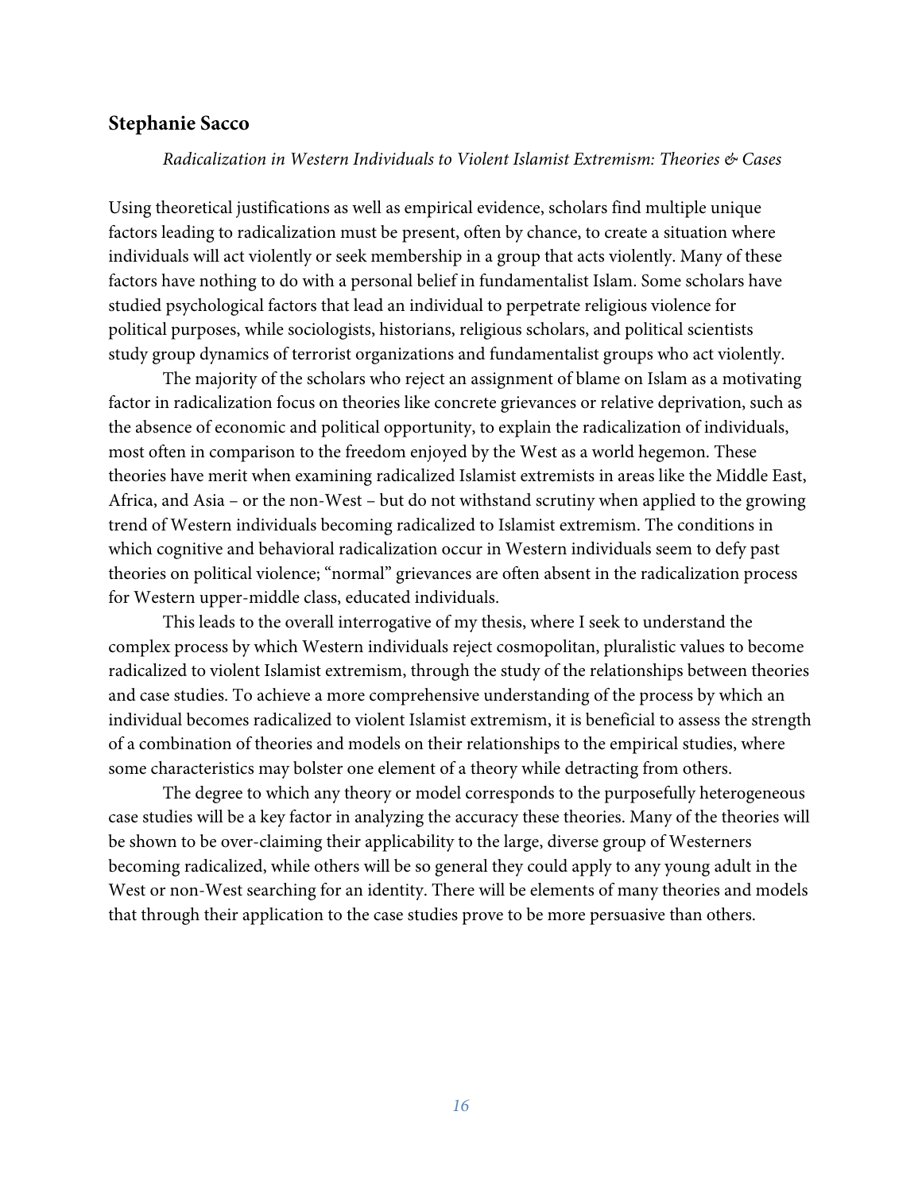## Stephanie Sacco

*Radicalization in Western Individuals to Violent Islamist Extremism: Theories & Cases*

Using theoretical justifications as well as empirical evidence, scholars find multiple unique factors leading to radicalization must be present, often by chance, to create a situation where individuals will act violently or seek membership in a group that acts violently. Many of these factors have nothing to do with a personal belief in fundamentalist Islam. Some scholars have studied psychological factors that lead an individual to perpetrate religious violence for political purposes, while sociologists, historians, religious scholars, and political scientists study group dynamics of terrorist organizations and fundamentalist groups who act violently.

The majority of the scholars who reject an assignment of blame on Islam as a motivating factor in radicalization focus on theories like concrete grievances or relative deprivation, such as the absence of economic and political opportunity, to explain the radicalization of individuals, most often in comparison to the freedom enjoyed by the West as a world hegemon. These theories have merit when examining radicalized Islamist extremists in areas like the Middle East, Africa, and Asia – or the non-West – but do not withstand scrutiny when applied to the growing trend of Western individuals becoming radicalized to Islamist extremism. The conditions in which cognitive and behavioral radicalization occur in Western individuals seem to defy past theories on political violence; "normal" grievances are often absent in the radicalization process for Western upper-middle class, educated individuals.

This leads to the overall interrogative of my thesis, where I seek to understand the complex process by which Western individuals reject cosmopolitan, pluralistic values to become radicalized to violent Islamist extremism, through the study of the relationships between theories and case studies. To achieve a more comprehensive understanding of the process by which an individual becomes radicalized to violent Islamist extremism, it is beneficial to assess the strength of a combination of theories and models on their relationships to the empirical studies, where some characteristics may bolster one element of a theory while detracting from others.

The degree to which any theory or model corresponds to the purposefully heterogeneous case studies will be a key factor in analyzing the accuracy these theories. Many of the theories will be shown to be over-claiming their applicability to the large, diverse group of Westerners becoming radicalized, while others will be so general they could apply to any young adult in the West or non-West searching for an identity. There will be elements of many theories and models that through their application to the case studies prove to be more persuasive than others.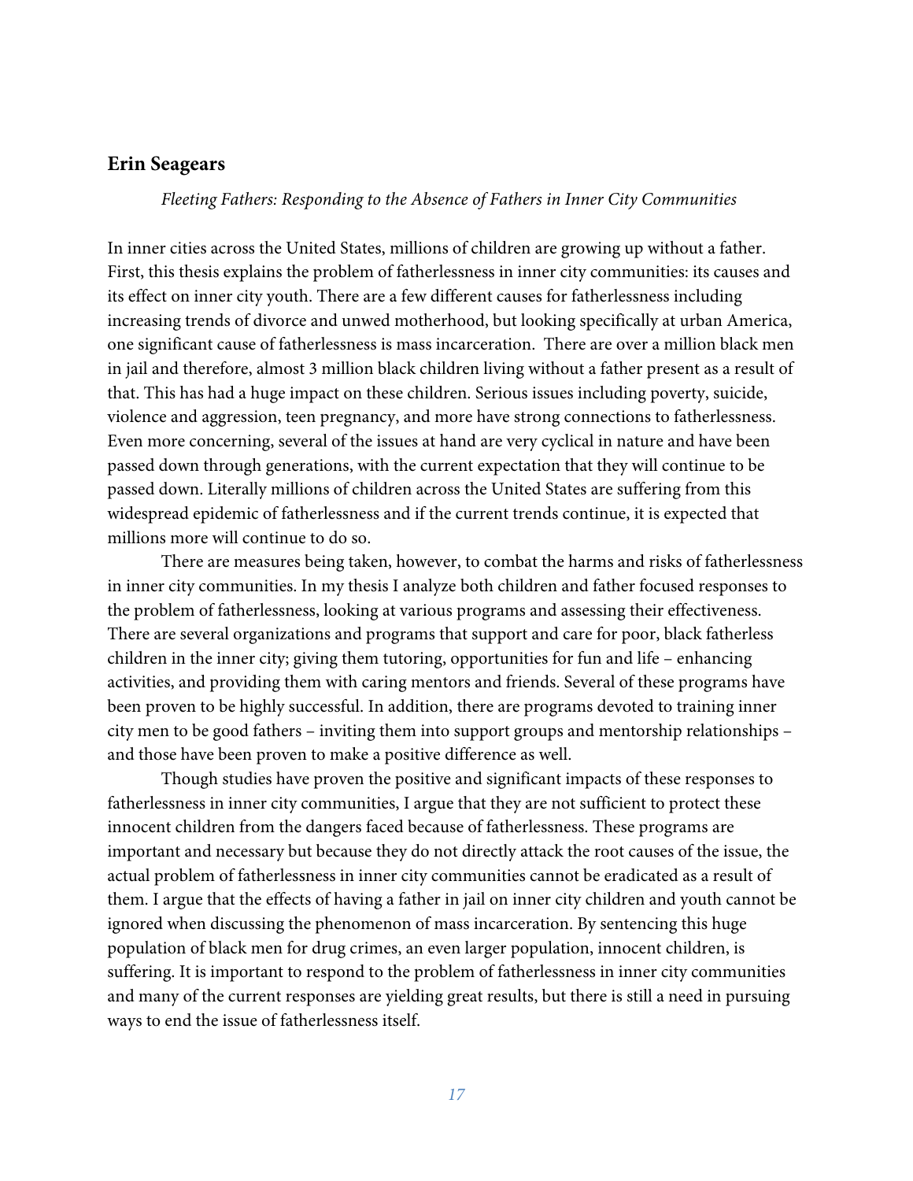## Erin Seagears

*Fleeting Fathers: Responding to the Absence of Fathers in Inner City Communities*

In inner cities across the United States, millions of children are growing up without a father. First, this thesis explains the problem of fatherlessness in inner city communities: its causes and its effect on inner city youth. There are a few different causes for fatherlessness including increasing trends of divorce and unwed motherhood, but looking specifically at urban America, one significant cause of fatherlessness is mass incarceration. There are over a million black men in jail and therefore, almost 3 million black children living without a father present as a result of that. This has had a huge impact on these children. Serious issues including poverty, suicide, violence and aggression, teen pregnancy, and more have strong connections to fatherlessness. Even more concerning, several of the issues at hand are very cyclical in nature and have been passed down through generations, with the current expectation that they will continue to be passed down. Literally millions of children across the United States are suffering from this widespread epidemic of fatherlessness and if the current trends continue, it is expected that millions more will continue to do so.

There are measures being taken, however, to combat the harms and risks of fatherlessness in inner city communities. In my thesis I analyze both children and father focused responses to the problem of fatherlessness, looking at various programs and assessing their effectiveness. There are several organizations and programs that support and care for poor, black fatherless children in the inner city; giving them tutoring, opportunities for fun and life – enhancing activities, and providing them with caring mentors and friends. Several of these programs have been proven to be highly successful. In addition, there are programs devoted to training inner city men to be good fathers – inviting them into support groups and mentorship relationships – and those have been proven to make a positive difference as well.

Though studies have proven the positive and significant impacts of these responses to fatherlessness in inner city communities, I argue that they are not sufficient to protect these innocent children from the dangers faced because of fatherlessness. These programs are important and necessary but because they do not directly attack the root causes of the issue, the actual problem of fatherlessness in inner city communities cannot be eradicated as a result of them. I argue that the effects of having a father in jail on inner city children and youth cannot be ignored when discussing the phenomenon of mass incarceration. By sentencing this huge population of black men for drug crimes, an even larger population, innocent children, is suffering. It is important to respond to the problem of fatherlessness in inner city communities and many of the current responses are yielding great results, but there is still a need in pursuing ways to end the issue of fatherlessness itself.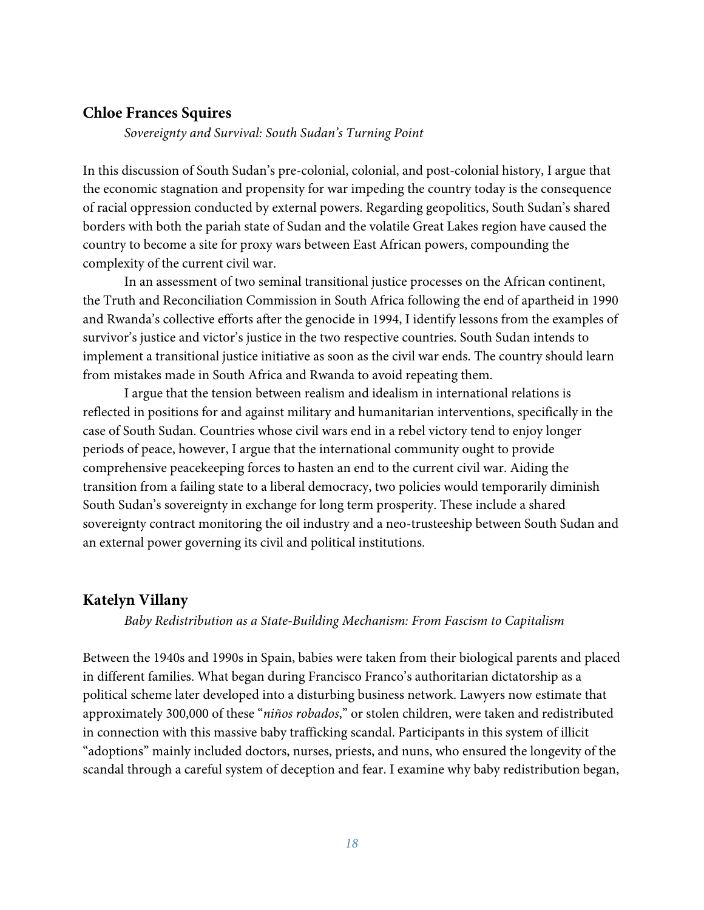### Chloe Frances Squires

*Sovereignty and Survival: South Sudan's Turning Point*

In this discussion of South Sudan's pre-colonial, colonial, and post-colonial history, I argue that the economic stagnation and propensity for war impeding the country today is the consequence of racial oppression conducted by external powers. Regarding geopolitics, South Sudan's shared borders with both the pariah state of Sudan and the volatile Great Lakes region have caused the country to become a site for proxy wars between East African powers, compounding the complexity of the current civil war.

In an assessment of two seminal transitional justice processes on the African continent, the Truth and Reconciliation Commission in South Africa following the end of apartheid in 1990 and Rwanda's collective efforts after the genocide in 1994, I identify lessons from the examples of survivor's justice and victor's justice in the two respective countries. South Sudan intends to implement a transitional justice initiative as soon as the civil war ends. The country should learn from mistakes made in South Africa and Rwanda to avoid repeating them.

I argue that the tension between realism and idealism in international relations is reflected in positions for and against military and humanitarian interventions, specifically in the case of South Sudan. Countries whose civil wars end in a rebel victory tend to enjoy longer periods of peace, however, I argue that the international community ought to provide comprehensive peacekeeping forces to hasten an end to the current civil war. Aiding the transition from a failing state to a liberal democracy, two policies would temporarily diminish South Sudan's sovereignty in exchange for long term prosperity. These include a shared sovereignty contract monitoring the oil industry and a neo-trusteeship between South Sudan and an external power governing its civil and political institutions.

### Katelyn Villany

*Baby Redistribution as a State-Building Mechanism: From Fascism to Capitalism*

Between the 1940s and 1990s in Spain, babies were taken from their biological parents and placed in different families. What began during Francisco Franco's authoritarian dictatorship as a political scheme later developed into a disturbing business network. Lawyers now estimate that approximately 300,000 of these "*niños robados*," or stolen children, were taken and redistributed in connection with this massive baby trafficking scandal. Participants in this system of illicit "adoptions" mainly included doctors, nurses, priests, and nuns, who ensured the longevity of the scandal through a careful system of deception and fear. I examine why baby redistribution began,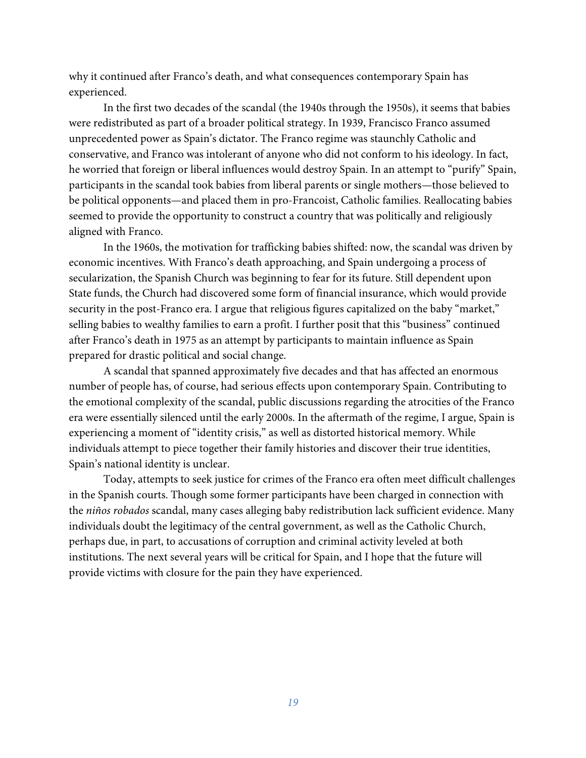why it continued after Franco's death, and what consequences contemporary Spain has experienced.

In the first two decades of the scandal (the 1940s through the 1950s), it seems that babies were redistributed as part of a broader political strategy. In 1939, Francisco Franco assumed unprecedented power as Spain's dictator. The Franco regime was staunchly Catholic and conservative, and Franco was intolerant of anyone who did not conform to his ideology. In fact, he worried that foreign or liberal influences would destroy Spain. In an attempt to "purify" Spain, participants in the scandal took babies from liberal parents or single mothers—those believed to be political opponents—and placed them in pro-Francoist, Catholic families. Reallocating babies seemed to provide the opportunity to construct a country that was politically and religiously aligned with Franco.

In the 1960s, the motivation for trafficking babies shifted: now, the scandal was driven by economic incentives. With Franco's death approaching, and Spain undergoing a process of secularization, the Spanish Church was beginning to fear for its future. Still dependent upon State funds, the Church had discovered some form of financial insurance, which would provide security in the post-Franco era. I argue that religious figures capitalized on the baby "market," selling babies to wealthy families to earn a profit. I further posit that this "business" continued after Franco's death in 1975 as an attempt by participants to maintain influence as Spain prepared for drastic political and social change.

A scandal that spanned approximately five decades and that has affected an enormous number of people has, of course, had serious effects upon contemporary Spain. Contributing to the emotional complexity of the scandal, public discussions regarding the atrocities of the Franco era were essentially silenced until the early 2000s. In the aftermath of the regime, I argue, Spain is experiencing a moment of "identity crisis," as well as distorted historical memory. While individuals attempt to piece together their family histories and discover their true identities, Spain's national identity is unclear.

Today, attempts to seek justice for crimes of the Franco era often meet difficult challenges in the Spanish courts. Though some former participants have been charged in connection with the *niños robados* scandal, many cases alleging baby redistribution lack sufficient evidence. Many individuals doubt the legitimacy of the central government, as well as the Catholic Church, perhaps due, in part, to accusations of corruption and criminal activity leveled at both institutions. The next several years will be critical for Spain, and I hope that the future will provide victims with closure for the pain they have experienced.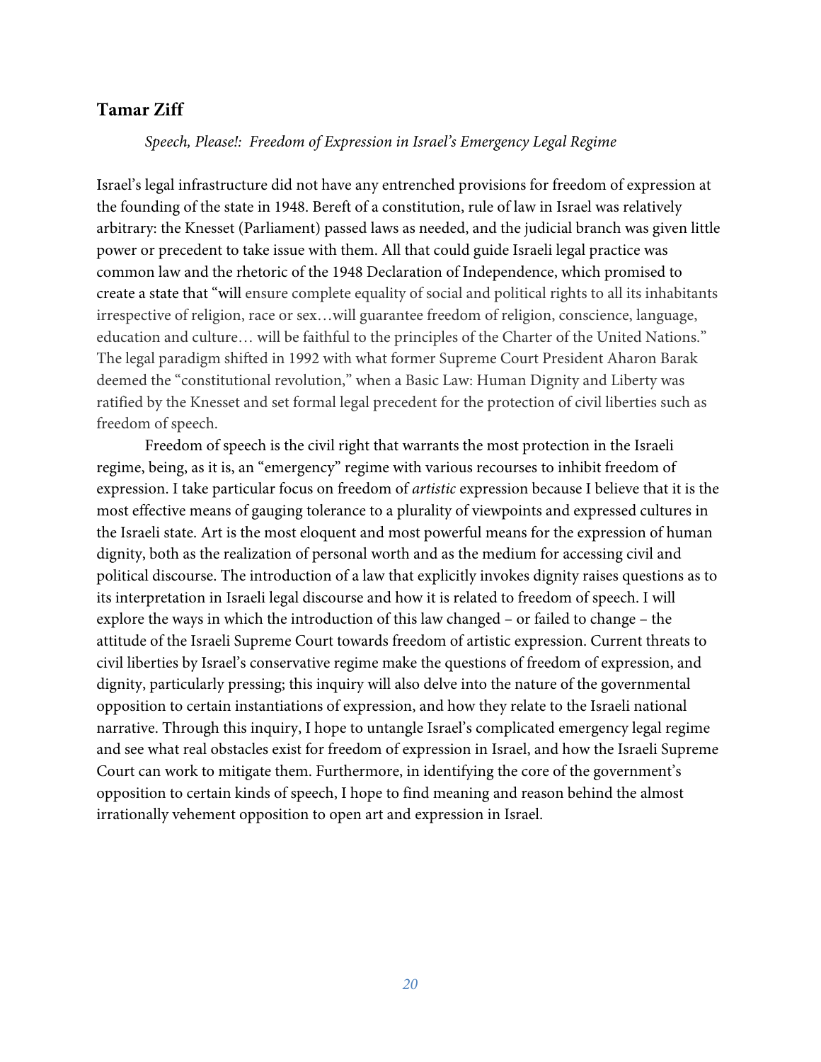## Tamar Ziff

*Speech, Please!: Freedom of Expression in Israel's Emergency Legal Regime*

Israel's legal infrastructure did not have any entrenched provisions for freedom of expression at the founding of the state in 1948. Bereft of a constitution, rule of law in Israel was relatively arbitrary: the Knesset (Parliament) passed laws as needed, and the judicial branch was given little power or precedent to take issue with them. All that could guide Israeli legal practice was common law and the rhetoric of the 1948 Declaration of Independence, which promised to create a state that "will ensure complete equality of social and political rights to all its inhabitants irrespective of religion, race or sex…will guarantee freedom of religion, conscience, language, education and culture… will be faithful to the principles of the Charter of the United Nations." The legal paradigm shifted in 1992 with what former Supreme Court President Aharon Barak deemed the "constitutional revolution," when a Basic Law: Human Dignity and Liberty was ratified by the Knesset and set formal legal precedent for the protection of civil liberties such as freedom of speech.

Freedom of speech is the civil right that warrants the most protection in the Israeli regime, being, as it is, an "emergency" regime with various recourses to inhibit freedom of expression. I take particular focus on freedom of *artistic* expression because I believe that it is the most effective means of gauging tolerance to a plurality of viewpoints and expressed cultures in the Israeli state. Art is the most eloquent and most powerful means for the expression of human dignity, both as the realization of personal worth and as the medium for accessing civil and political discourse. The introduction of a law that explicitly invokes dignity raises questions as to its interpretation in Israeli legal discourse and how it is related to freedom of speech. I will explore the ways in which the introduction of this law changed – or failed to change – the attitude of the Israeli Supreme Court towards freedom of artistic expression. Current threats to civil liberties by Israel's conservative regime make the questions of freedom of expression, and dignity, particularly pressing; this inquiry will also delve into the nature of the governmental opposition to certain instantiations of expression, and how they relate to the Israeli national narrative. Through this inquiry, I hope to untangle Israel's complicated emergency legal regime and see what real obstacles exist for freedom of expression in Israel, and how the Israeli Supreme Court can work to mitigate them. Furthermore, in identifying the core of the government's opposition to certain kinds of speech, I hope to find meaning and reason behind the almost irrationally vehement opposition to open art and expression in Israel.